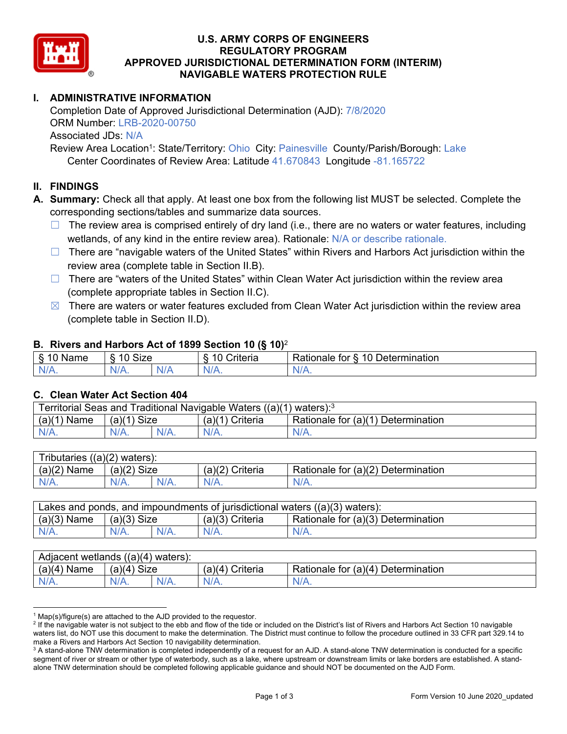# U.S. ARMY CORPS OF ENGINEERS
# REGULATORY PROGRAM
# APPROVED JURISDICTIONAL DETERMINATION FORM (INTERIM)
# NAVIGABLE WATERS PROTECTION RULE

## I. ADMINISTRATIVE INFORMATION

Completion Date of Approved Jurisdictional Determination (AJD): 7/8/2020
ORM Number: LRB-2020-00750
Associated JDs: N/A
Review Area Location[1]: State/Territory: Ohio City: Painesville County/Parish/Borough: Lake
Center Coordinates of Review Area: Latitude 41.670843 Longitude -81.165722

## II. FINDINGS

**A. Summary:** Check all that apply. At least one box from the following list MUST be selected. Complete the corresponding sections/tables and summarize data sources.

☐ The review area is comprised entirely of dry land (i.e., there are no waters or water features, including wetlands, of any kind in the entire review area). Rationale: N/A or describe rationale.

☐ There are "navigable waters of the United States" within Rivers and Harbors Act jurisdiction within the review area (complete table in Section II.B).

☐ There are "waters of the United States" within Clean Water Act jurisdiction within the review area (complete appropriate tables in Section II.C).

☒ There are waters or water features excluded from Clean Water Act jurisdiction within the review area (complete table in Section II.D).

### B. Rivers and Harbors Act of 1899 Section 10 (§ 10)[2]

| § 10 Name | § 10 Size | | § 10 Criteria | Rationale for § 10 Determination |
|---|---|---|---|---|
| N/A. | N/A. | N/A | N/A. | N/A. |

### C. Clean Water Act Section 404

| Territorial Seas and Traditional Navigable Waters ((a)(1) waters):[3] | | | | |
|---|---|---|---|---|
| (a)(1) Name | (a)(1) Size | | (a)(1) Criteria | Rationale for (a)(1) Determination |
| N/A. | N/A. | N/A. | N/A. | N/A. |

| Tributaries ((a)(2) waters): | | | | |
|---|---|---|---|---|
| (a)(2) Name | (a)(2) Size | | (a)(2) Criteria | Rationale for (a)(2) Determination |
| N/A. | N/A. | N/A. | N/A. | N/A. |

| Lakes and ponds, and impoundments of jurisdictional waters ((a)(3) waters): | | | | |
|---|---|---|---|---|
| (a)(3) Name | (a)(3) Size | | (a)(3) Criteria | Rationale for (a)(3) Determination |
| N/A. | N/A. | N/A. | N/A. | N/A. |

| Adjacent wetlands ((a)(4) waters): | | | | |
|---|---|---|---|---|
| (a)(4) Name | (a)(4) Size | | (a)(4) Criteria | Rationale for (a)(4) Determination |
| N/A. | N/A. | N/A. | N/A. | N/A. |

---

[1] Map(s)/figure(s) are attached to the AJD provided to the requestor.

[2] If the navigable water is not subject to the ebb and flow of the tide or included on the District's list of Rivers and Harbors Act Section 10 navigable waters list, do NOT use this document to make the determination. The District must continue to follow the procedure outlined in 33 CFR part 329.14 to make a Rivers and Harbors Act Section 10 navigability determination.

[3] A stand-alone TNW determination is completed independently of a request for an AJD. A stand-alone TNW determination is conducted for a specific segment of river or stream or other type of waterbody, such as a lake, where upstream or downstream limits or lake borders are established. A stand-alone TNW determination should be completed following applicable guidance and should NOT be documented on the AJD Form.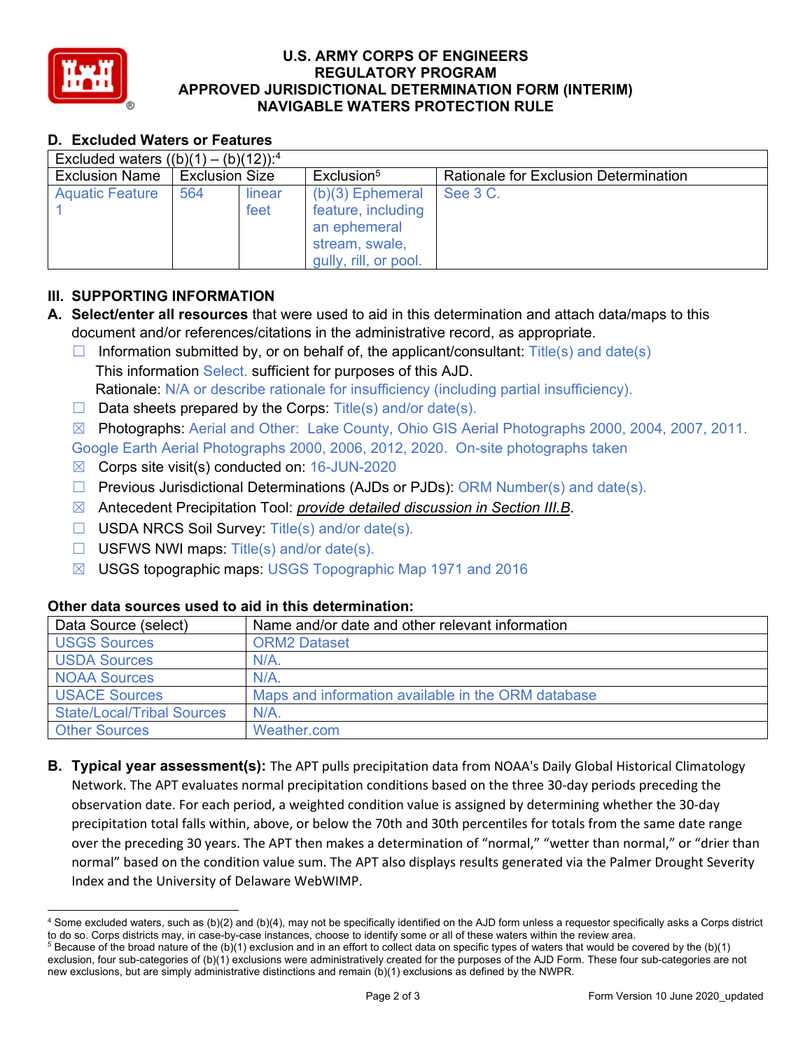# U.S. ARMY CORPS OF ENGINEERS
# REGULATORY PROGRAM
# APPROVED JURISDICTIONAL DETERMINATION FORM (INTERIM)
# NAVIGABLE WATERS PROTECTION RULE

## D. Excluded Waters or Features

| Excluded waters ((b)(1) – (b)(12)):[4] | | | | |
|---|---|---|---|---|
| Exclusion Name | Exclusion Size | | Exclusion[5] | Rationale for Exclusion Determination |
| Aquatic Feature 1 | 564 | linear feet | (b)(3) Ephemeral feature, including an ephemeral stream, swale, gully, rill, or pool. | See 3 C. |

## III. SUPPORTING INFORMATION

**A. Select/enter all resources** that were used to aid in this determination and attach data/maps to this document and/or references/citations in the administrative record, as appropriate.

- ☐ Information submitted by, or on behalf of, the applicant/consultant: Title(s) and date(s)
  This information Select. sufficient for purposes of this AJD.
  Rationale: N/A or describe rationale for insufficiency (including partial insufficiency).
- ☐ Data sheets prepared by the Corps: Title(s) and/or date(s).
- ☒ Photographs: Aerial and Other: Lake County, Ohio GIS Aerial Photographs 2000, 2004, 2007, 2011. Google Earth Aerial Photographs 2000, 2006, 2012, 2020. On-site photographs taken
- ☒ Corps site visit(s) conducted on: 16-JUN-2020
- ☐ Previous Jurisdictional Determinations (AJDs or PJDs): ORM Number(s) and date(s).
- ☒ Antecedent Precipitation Tool: *provide detailed discussion in Section III.B*.
- ☐ USDA NRCS Soil Survey: Title(s) and/or date(s).
- ☐ USFWS NWI maps: Title(s) and/or date(s).
- ☒ USGS topographic maps: USGS Topographic Map 1971 and 2016

**Other data sources used to aid in this determination:**

| Data Source (select) | Name and/or date and other relevant information |
|---|---|
| USGS Sources | ORM2 Dataset |
| USDA Sources | N/A. |
| NOAA Sources | N/A. |
| USACE Sources | Maps and information available in the ORM database |
| State/Local/Tribal Sources | N/A. |
| Other Sources | Weather.com |

**B. Typical year assessment(s):** The APT pulls precipitation data from NOAA's Daily Global Historical Climatology Network. The APT evaluates normal precipitation conditions based on the three 30-day periods preceding the observation date. For each period, a weighted condition value is assigned by determining whether the 30-day precipitation total falls within, above, or below the 70th and 30th percentiles for totals from the same date range over the preceding 30 years. The APT then makes a determination of "normal," "wetter than normal," or "drier than normal" based on the condition value sum. The APT also displays results generated via the Palmer Drought Severity Index and the University of Delaware WebWIMP.

---

[4] Some excluded waters, such as (b)(2) and (b)(4), may not be specifically identified on the AJD form unless a requestor specifically asks a Corps district to do so. Corps districts may, in case-by-case instances, choose to identify some or all of these waters within the review area.
[5] Because of the broad nature of the (b)(1) exclusion and in an effort to collect data on specific types of waters that would be covered by the (b)(1) exclusion, four sub-categories of (b)(1) exclusions were administratively created for the purposes of the AJD Form. These four sub-categories are not new exclusions, but are simply administrative distinctions and remain (b)(1) exclusions as defined by the NWPR.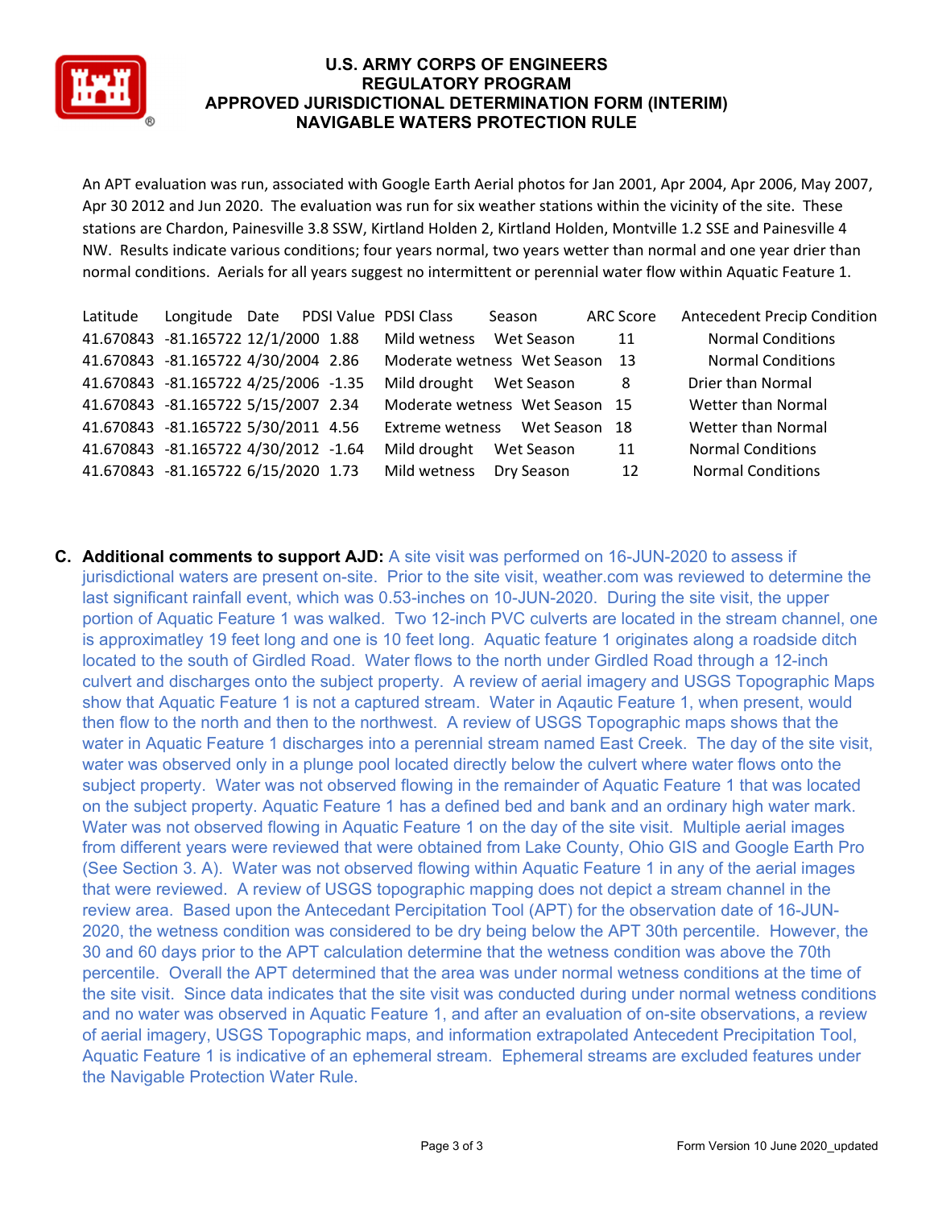# U.S. ARMY CORPS OF ENGINEERS
## REGULATORY PROGRAM
## APPROVED JURISDICTIONAL DETERMINATION FORM (INTERIM)
## NAVIGABLE WATERS PROTECTION RULE

An APT evaluation was run, associated with Google Earth Aerial photos for Jan 2001, Apr 2004, Apr 2006, May 2007, Apr 30 2012 and Jun 2020. The evaluation was run for six weather stations within the vicinity of the site. These stations are Chardon, Painesville 3.8 SSW, Kirtland Holden 2, Kirtland Holden, Montville 1.2 SSE and Painesville 4 NW. Results indicate various conditions; four years normal, two years wetter than normal and one year drier than normal conditions. Aerials for all years suggest no intermittent or perennial water flow within Aquatic Feature 1.

| Latitude | Longitude | Date | PDSI Value | PDSI Class | Season | ARC Score | Antecedent Precip Condition |
|---|---|---|---|---|---|---|---|
| 41.670843 | -81.165722 | 12/1/2000 | 1.88 | Mild wetness | Wet Season | 11 | Normal Conditions |
| 41.670843 | -81.165722 | 4/30/2004 | 2.86 | Moderate wetness | Wet Season | 13 | Normal Conditions |
| 41.670843 | -81.165722 | 4/25/2006 | -1.35 | Mild drought | Wet Season | 8 | Drier than Normal |
| 41.670843 | -81.165722 | 5/15/2007 | 2.34 | Moderate wetness | Wet Season | 15 | Wetter than Normal |
| 41.670843 | -81.165722 | 5/30/2011 | 4.56 | Extreme wetness | Wet Season | 18 | Wetter than Normal |
| 41.670843 | -81.165722 | 4/30/2012 | -1.64 | Mild drought | Wet Season | 11 | Normal Conditions |
| 41.670843 | -81.165722 | 6/15/2020 | 1.73 | Mild wetness | Dry Season | 12 | Normal Conditions |

**C. Additional comments to support AJD:** A site visit was performed on 16-JUN-2020 to assess if jurisdictional waters are present on-site. Prior to the site visit, weather.com was reviewed to determine the last significant rainfall event, which was 0.53-inches on 10-JUN-2020. During the site visit, the upper portion of Aquatic Feature 1 was walked. Two 12-inch PVC culverts are located in the stream channel, one is approximatley 19 feet long and one is 10 feet long. Aquatic feature 1 originates along a roadside ditch located to the south of Girdled Road. Water flows to the north under Girdled Road through a 12-inch culvert and discharges onto the subject property. A review of aerial imagery and USGS Topographic Maps show that Aquatic Feature 1 is not a captured stream. Water in Aqautic Feature 1, when present, would then flow to the north and then to the northwest. A review of USGS Topographic maps shows that the water in Aquatic Feature 1 discharges into a perennial stream named East Creek. The day of the site visit, water was observed only in a plunge pool located directly below the culvert where water flows onto the subject property. Water was not observed flowing in the remainder of Aquatic Feature 1 that was located on the subject property. Aquatic Feature 1 has a defined bed and bank and an ordinary high water mark. Water was not observed flowing in Aquatic Feature 1 on the day of the site visit. Multiple aerial images from different years were reviewed that were obtained from Lake County, Ohio GIS and Google Earth Pro (See Section 3. A). Water was not observed flowing within Aquatic Feature 1 in any of the aerial images that were reviewed. A review of USGS topographic mapping does not depict a stream channel in the review area. Based upon the Antecedant Percipitation Tool (APT) for the observation date of 16-JUN-2020, the wetness condition was considered to be dry being below the APT 30th percentile. However, the 30 and 60 days prior to the APT calculation determine that the wetness condition was above the 70th percentile. Overall the APT determined that the area was under normal wetness conditions at the time of the site visit. Since data indicates that the site visit was conducted during under normal wetness conditions and no water was observed in Aquatic Feature 1, and after an evaluation of on-site observations, a review of aerial imagery, USGS Topographic maps, and information extrapolated Antecedent Precipitation Tool, Aquatic Feature 1 is indicative of an ephemeral stream. Ephemeral streams are excluded features under the Navigable Protection Water Rule.